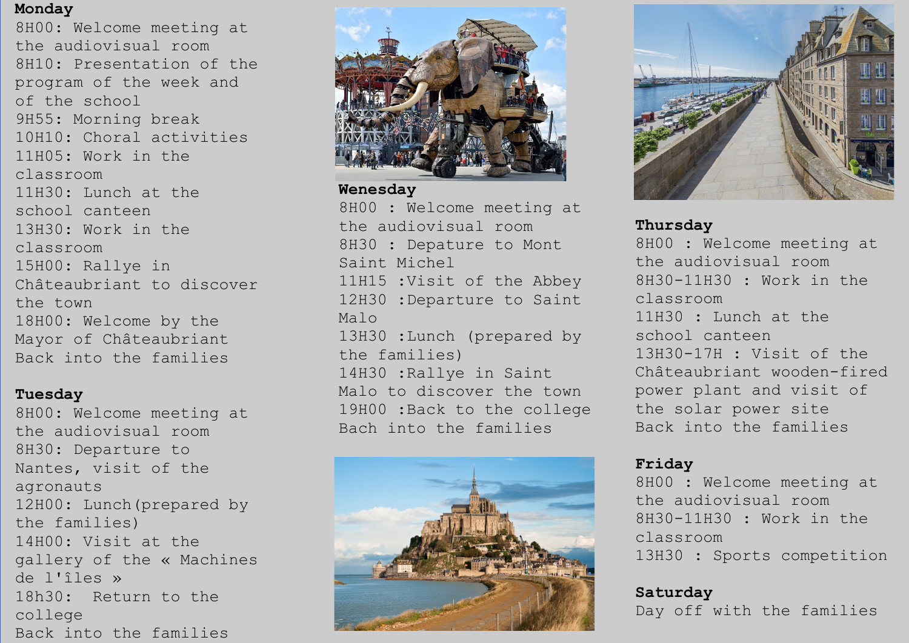**Monday**

8H00: Welcome meeting at the audiovisual room
8H10: Presentation of the program of the week and of the school
9H55: Morning break
10H10: Choral activities
11H05: Work in the classroom
11H30: Lunch at the school canteen
13H30: Work in the classroom
15H00: Rallye in Châteaubriant to discover the town
18H00: Welcome by the Mayor of Châteaubriant
Back into the families

**Tuesday**

8H00: Welcome meeting at the audiovisual room
8H30: Departure to Nantes, visit of the agronauts
12H00: Lunch(prepared by the families)
14H00: Visit at the gallery of the « Machines de l'îles »
18h30: Return to the college
Back into the families

**Wenesday**

8H00 : Welcome meeting at the audiovisual room
8H30 : Depature to Mont Saint Michel
11H15 :Visit of the Abbey
12H30 :Departure to Saint Malo
13H30 :Lunch (prepared by the families)
14H30 :Rallye in Saint Malo to discover the town
19H00 :Back to the college
Bach into the families

**Thursday**

8H00 : Welcome meeting at the audiovisual room
8H30-11H30 : Work in the classroom
11H30 : Lunch at the school canteen
13H30-17H : Visit of the Châteaubriant wooden-fired power plant and visit of the solar power site
Back into the families

**Friday**

8H00 : Welcome meeting at the audiovisual room
8H30-11H30 : Work in the classroom
13H30 : Sports competition

**Saturday**

Day off with the families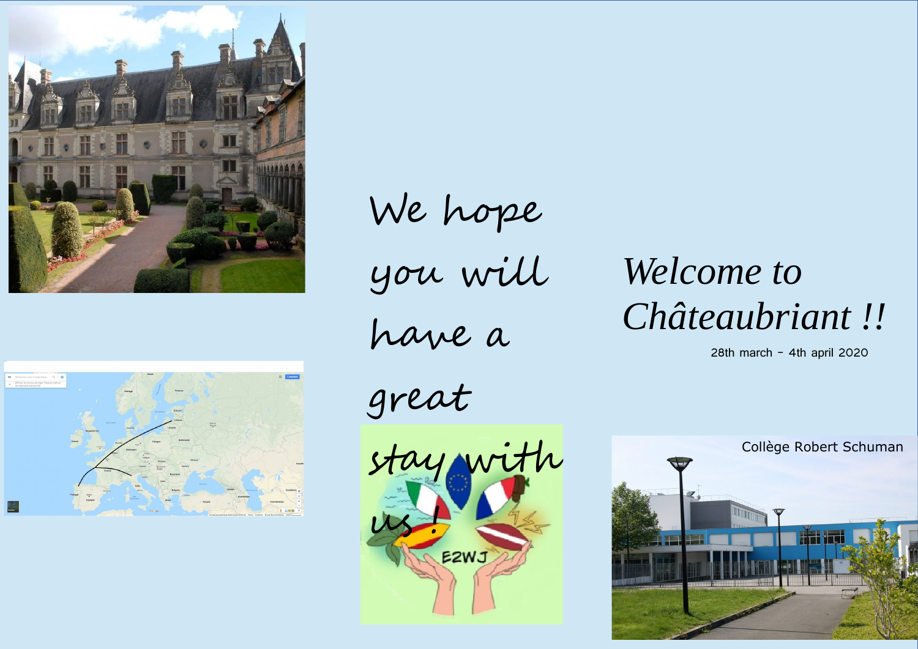We hope you will have a great stay with us !

# Welcome to Châteaubriant !!

28th march – 4th april 2020

Collège Robert Schuman

E2WJ